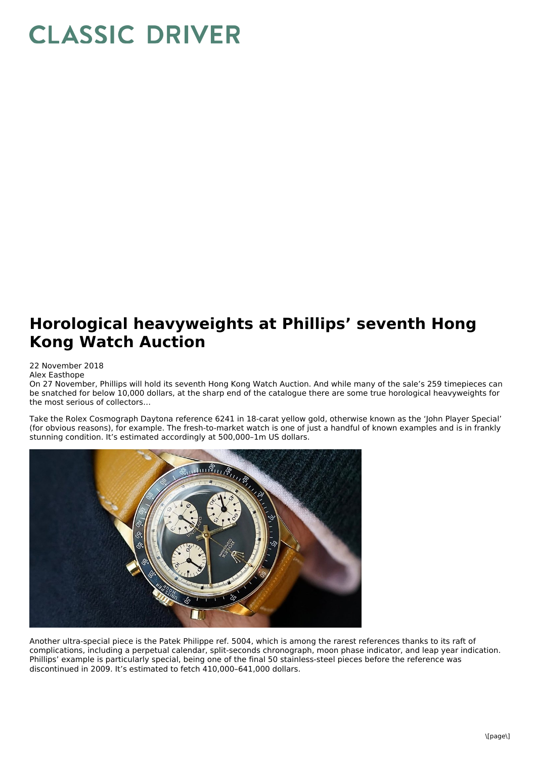# Horological heavyweights at Phillips' seventh Hong Kong Watch Auction

22 November 2018

Alex Easthope

On 27 November, Phillips will hold its seventh Hong Kong Watch Auction. And while many of the sale's 259 timepieces can be snatched for below 10,000 dollars, at the sharp end of the catalogue there are some true horological heavyweights for the most serious of collectors…

Take the Rolex Cosmograph Daytona reference 6241 in 18-carat yellow gold, otherwise known as the 'John Player Special' (for obvious reasons), for example. The fresh-to-market watch is one of just a handful of known examples and is in frankly stunning condition. It's estimated accordingly at 500,000–1m US dollars.

Another ultra-special piece is the Patek Philippe ref. 5004, which is among the rarest references thanks to its raft of complications, including a perpetual calendar, split-seconds chronograph, moon phase indicator, and leap year indication. Phillips' example is particularly special, being one of the final 50 stainless-steel pieces before the reference was discontinued in 2009. It's estimated to fetch 410,000–641,000 dollars.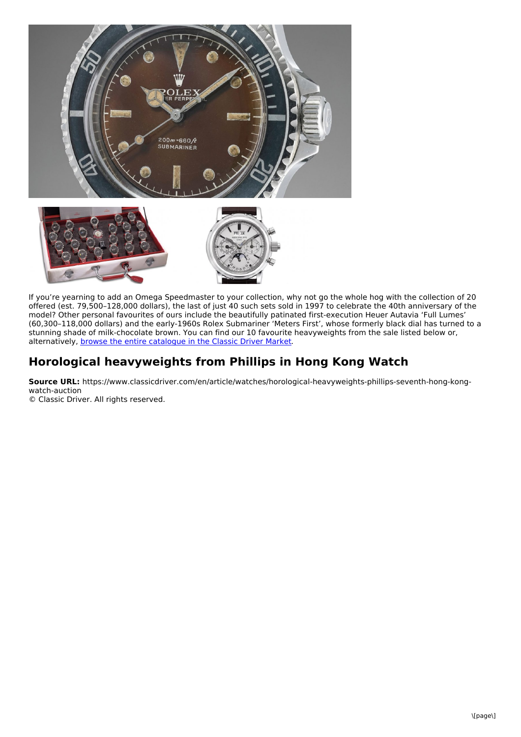If you're yearning to add an Omega Speedmaster to your collection, why not go the whole hog with the collection of 20 offered (est. 79,500–128,000 dollars), the last of just 40 such sets sold in 1997 to celebrate the 40th anniversary of the model? Other personal favourites of ours include the beautifully patinated first-execution Heuer Autavia 'Full Lumes' (60,300–118,000 dollars) and the early-1960s Rolex Submariner 'Meters First', whose formerly black dial has turned to a stunning shade of milk-chocolate brown. You can find our 10 favourite heavyweights from the sale listed below or, alternatively, [browse the entire catalogue in the Classic Driver Market](https://www.classicdriver.com).

## Horological heavyweights from Phillips in Hong Kong Watch

**Source URL:** https://www.classicdriver.com/en/article/watches/horological-heavyweights-phillips-seventh-hong-kong-watch-auction

© Classic Driver. All rights reserved.